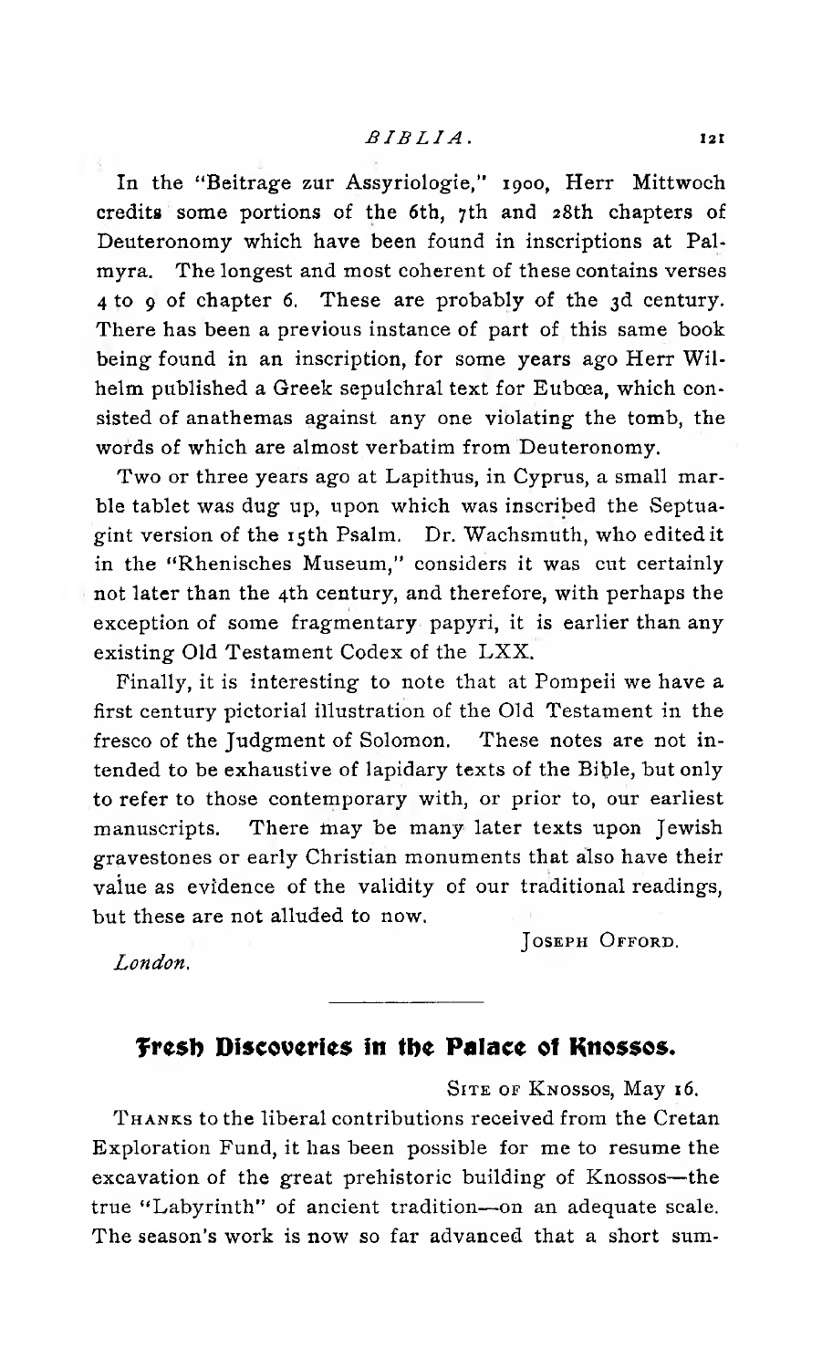In the "Beitrage zur Assyriologie," 1900, Herr Mittwoch credits some portions of the 6th, 7th and 28th chapters of Deuteronomy which have been found in inscriptions at Palmyra. The longest and most coherent of these contains verses 4 to 9 of chapter 6. These are probably of the 3d century. There has been a previous instance of part of this same book being found in an inscription, for some years ago Herr Wilhelm published a Greek sepulchral text for Eubœa, which consisted of anathemas against any one violating the tomb, the words of which are almost verbatim from Deuteronomy.

Two or three years ago at Lapithus, in Cyprus, a small marble tablet was dug up, upon which was inscribed the Septuagint version of the 15th Psalm. Dr. Wachsmuth, who edited it in the "Rhenisches Museum," considers it was cut certainly not later than the 4th century, and therefore, with perhaps the exception of some fragmentary papyri, it is earlier than any existing Old Testament Codex of the LXX.

Finally, it is interesting to note that at Pompeii we have a first century pictorial illustration of the Old Testament in the fresco of the Judgment of Solomon. These notes are not intended to be exhaustive of lapidary texts of the Bible, but only to refer to those contemporary with, or prior to, our earliest manuscripts. There may be many later texts upon Jewish gravestones or early Christian monuments that also have their value as evidence of the validity of our traditional readings, but these are not alluded to now.

Joseph Offord.

*London.*

## Fresh Discoveries in the Palace of Knossos.

Site of Knossos, May 16.

Thanks to the liberal contributions received from the Cretan Exploration Fund, it has been possible for me to resume the excavation of the great prehistoric building of Knossos—the true "Labyrinth" of ancient tradition—on an adequate scale. The season's work is now so far advanced that a short sum-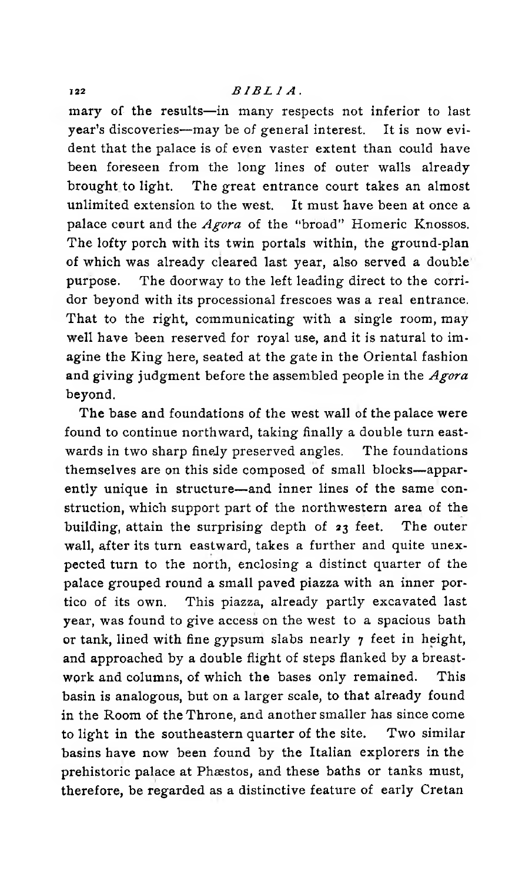mary of the results—in many respects not inferior to last year's discoveries—may be of general interest. It is now evident that the palace is of even vaster extent than could have been foreseen from the long lines of outer walls already brought to light. The great entrance court takes an almost unlimited extension to the west. It must have been at once a palace court and the *Agora* of the "broad" Homeric Knossos. The lofty porch with its twin portals within, the ground-plan of which was already cleared last year, also served a double purpose. The doorway to the left leading direct to the corridor beyond with its processional frescoes was a real entrance. That to the right, communicating with a single room, may well have been reserved for royal use, and it is natural to imagine the King here, seated at the gate in the Oriental fashion and giving judgment before the assembled people in the *Agora* beyond.

The base and foundations of the west wall of the palace were found to continue northward, taking finally a double turn eastwards in two sharp finely preserved angles. The foundations themselves are on this side composed of small blocks—apparently unique in structure—and inner lines of the same construction, which support part of the northwestern area of the building, attain the surprising depth of 23 feet. The outer wall, after its turn eastward, takes a further and quite unexpected turn to the north, enclosing a distinct quarter of the palace grouped round a small paved piazza with an inner portico of its own. This piazza, already partly excavated last year, was found to give access on the west to a spacious bath or tank, lined with fine gypsum slabs nearly 7 feet in height, and approached by a double flight of steps flanked by a breastwork and columns, of which the bases only remained. This basin is analogous, but on a larger scale, to that already found in the Room of the Throne, and another smaller has since come to light in the southeastern quarter of the site. Two similar basins have now been found by the Italian explorers in the prehistoric palace at Phæstos, and these baths or tanks must, therefore, be regarded as a distinctive feature of early Cretan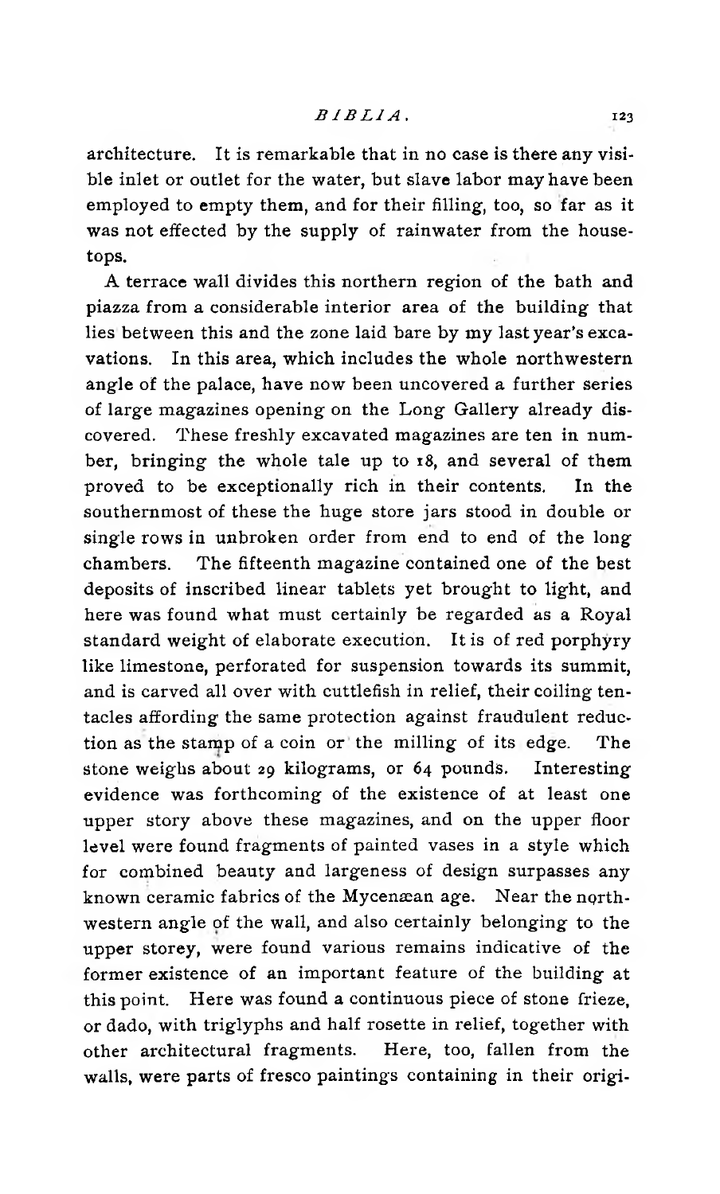architecture. It is remarkable that in no case is there any visible inlet or outlet for the water, but slave labor may have been employed to empty them, and for their filling, too, so far as it was not effected by the supply of rainwater from the housetops.

A terrace wall divides this northern region of the bath and piazza from a considerable interior area of the building that lies between this and the zone laid bare by my last year's excavations. In this area, which includes the whole northwestern angle of the palace, have now been uncovered a further series of large magazines opening on the Long Gallery already discovered. These freshly excavated magazines are ten in number, bringing the whole tale up to 18, and several of them proved to be exceptionally rich in their contents. In the southernmost of these the huge store jars stood in double or single rows in unbroken order from end to end of the long chambers. The fifteenth magazine contained one of the best deposits of inscribed linear tablets yet brought to light, and here was found what must certainly be regarded as a Royal standard weight of elaborate execution. It is of red porphyry like limestone, perforated for suspension towards its summit, and is carved all over with cuttlefish in relief, their coiling tentacles affording the same protection against fraudulent reduction as the stamp of a coin or the milling of its edge. The stone weighs about 29 kilograms, or 64 pounds. Interesting evidence was forthcoming of the existence of at least one upper story above these magazines, and on the upper floor level were found fragments of painted vases in a style which for combined beauty and largeness of design surpasses any known ceramic fabrics of the Mycenæan age. Near the northwestern angle of the wall, and also certainly belonging to the upper storey, were found various remains indicative of the former existence of an important feature of the building at this point. Here was found a continuous piece of stone frieze, or dado, with triglyphs and half rosette in relief, together with other architectural fragments. Here, too, fallen from the walls, were parts of fresco paintings containing in their origi-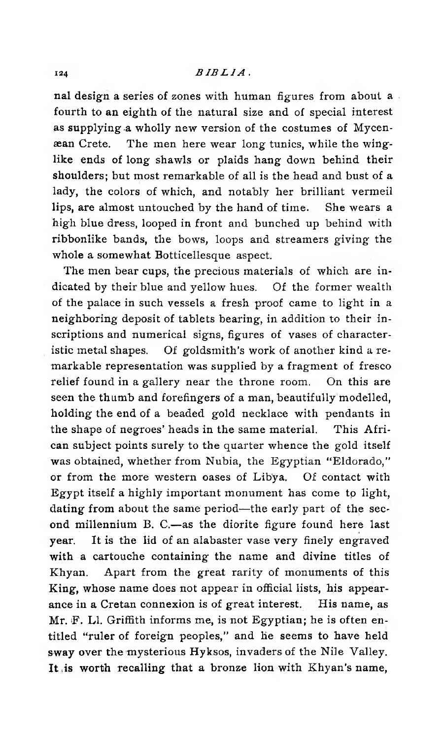nal design a series of zones with human figures from about a fourth to an eighth of the natural size and of special interest as supplying a wholly new version of the costumes of Mycenæan Crete. The men here wear long tunics, while the wing-like ends of long shawls or plaids hang down behind their shoulders; but most remarkable of all is the head and bust of a lady, the colors of which, and notably her brilliant vermeil lips, are almost untouched by the hand of time. She wears a high blue dress, looped in front and bunched up behind with ribbonlike bands, the bows, loops and streamers giving the whole a somewhat Botticellesque aspect.

The men bear cups, the precious materials of which are indicated by their blue and yellow hues. Of the former wealth of the palace in such vessels a fresh proof came to light in a neighboring deposit of tablets bearing, in addition to their inscriptions and numerical signs, figures of vases of characteristic metal shapes. Of goldsmith's work of another kind a remarkable representation was supplied by a fragment of fresco relief found in a gallery near the throne room. On this are seen the thumb and forefingers of a man, beautifully modelled, holding the end of a beaded gold necklace with pendants in the shape of negroes' heads in the same material. This African subject points surely to the quarter whence the gold itself was obtained, whether from Nubia, the Egyptian "Eldorado," or from the more western oases of Libya. Of contact with Egypt itself a highly important monument has come to light, dating from about the same period—the early part of the second millennium B. C.—as the diorite figure found here last year. It is the lid of an alabaster vase very finely engraved with a cartouche containing the name and divine titles of Khyan. Apart from the great rarity of monuments of this King, whose name does not appear in official lists, his appearance in a Cretan connexion is of great interest. His name, as Mr. F. Ll. Griffith informs me, is not Egyptian; he is often entitled "ruler of foreign peoples," and he seems to have held sway over the mysterious Hyksos, invaders of the Nile Valley. It is worth recalling that a bronze lion with Khyan's name,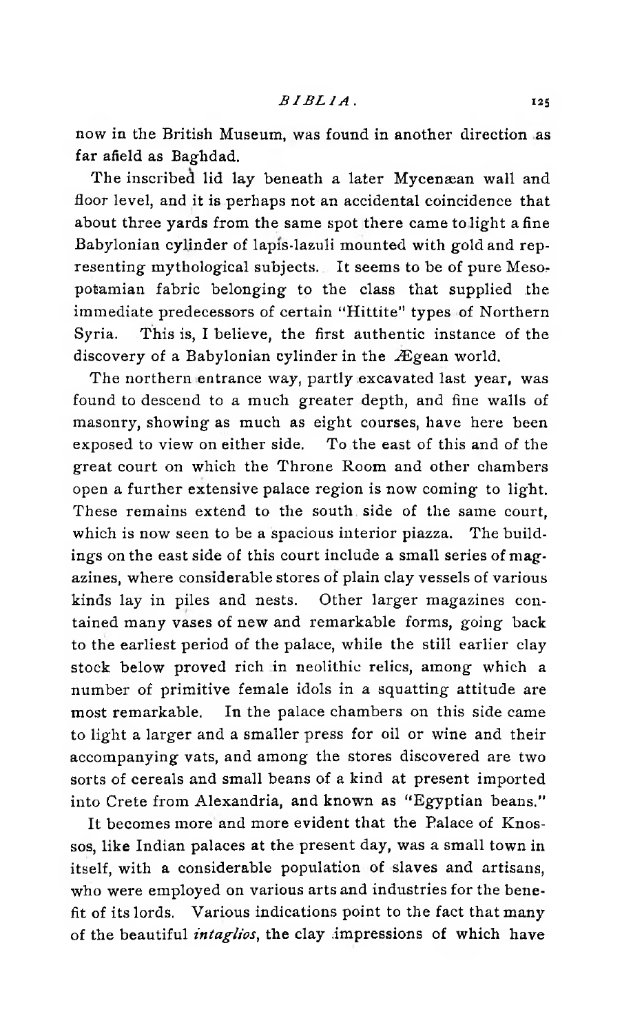now in the British Museum, was found in another direction as far afield as Baghdad.

The inscribed lid lay beneath a later Mycenæan wall and floor level, and it is perhaps not an accidental coincidence that about three yards from the same spot there came to light a fine Babylonian cylinder of lapis-lazuli mounted with gold and representing mythological subjects. It seems to be of pure Mesopotamian fabric belonging to the class that supplied the immediate predecessors of certain "Hittite" types of Northern Syria. This is, I believe, the first authentic instance of the discovery of a Babylonian cylinder in the Ægean world.

The northern entrance way, partly excavated last year, was found to descend to a much greater depth, and fine walls of masonry, showing as much as eight courses, have here been exposed to view on either side. To the east of this and of the great court on which the Throne Room and other chambers open a further extensive palace region is now coming to light. These remains extend to the south side of the same court, which is now seen to be a spacious interior piazza. The buildings on the east side of this court include a small series of magazines, where considerable stores of plain clay vessels of various kinds lay in piles and nests. Other larger magazines contained many vases of new and remarkable forms, going back to the earliest period of the palace, while the still earlier clay stock below proved rich in neolithic relics, among which a number of primitive female idols in a squatting attitude are most remarkable. In the palace chambers on this side came to light a larger and a smaller press for oil or wine and their accompanying vats, and among the stores discovered are two sorts of cereals and small beans of a kind at present imported into Crete from Alexandria, and known as "Egyptian beans."

It becomes more and more evident that the Palace of Knossos, like Indian palaces at the present day, was a small town in itself, with a considerable population of slaves and artisans, who were employed on various arts and industries for the benefit of its lords. Various indications point to the fact that many of the beautiful *intaglios*, the clay impressions of which have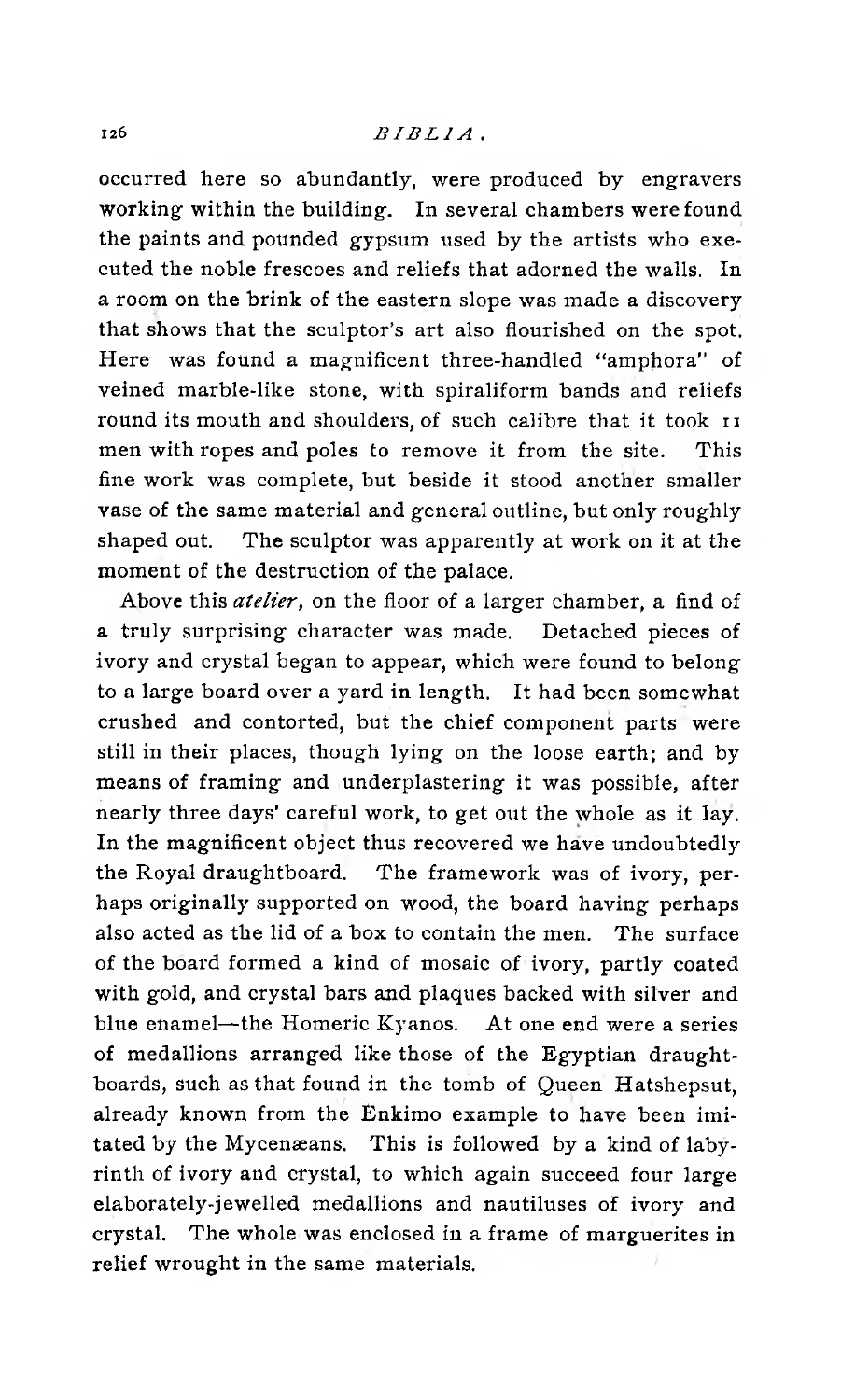occurred here so abundantly, were produced by engravers working within the building. In several chambers were found the paints and pounded gypsum used by the artists who executed the noble frescoes and reliefs that adorned the walls. In a room on the brink of the eastern slope was made a discovery that shows that the sculptor's art also flourished on the spot. Here was found a magnificent three-handled "amphora" of veined marble-like stone, with spiraliform bands and reliefs round its mouth and shoulders, of such calibre that it took 11 men with ropes and poles to remove it from the site. This fine work was complete, but beside it stood another smaller vase of the same material and general outline, but only roughly shaped out. The sculptor was apparently at work on it at the moment of the destruction of the palace.

Above this *atelier*, on the floor of a larger chamber, a find of a truly surprising character was made. Detached pieces of ivory and crystal began to appear, which were found to belong to a large board over a yard in length. It had been somewhat crushed and contorted, but the chief component parts were still in their places, though lying on the loose earth; and by means of framing and underplastering it was possible, after nearly three days' careful work, to get out the whole as it lay. In the magnificent object thus recovered we have undoubtedly the Royal draughtboard. The framework was of ivory, perhaps originally supported on wood, the board having perhaps also acted as the lid of a box to contain the men. The surface of the board formed a kind of mosaic of ivory, partly coated with gold, and crystal bars and plaques backed with silver and blue enamel—the Homeric Kyanos. At one end were a series of medallions arranged like those of the Egyptian draughtboards, such as that found in the tomb of Queen Hatshepsut, already known from the Enkimo example to have been imitated by the Mycenæans. This is followed by a kind of labyrinth of ivory and crystal, to which again succeed four large elaborately-jewelled medallions and nautiluses of ivory and crystal. The whole was enclosed in a frame of marguerites in relief wrought in the same materials.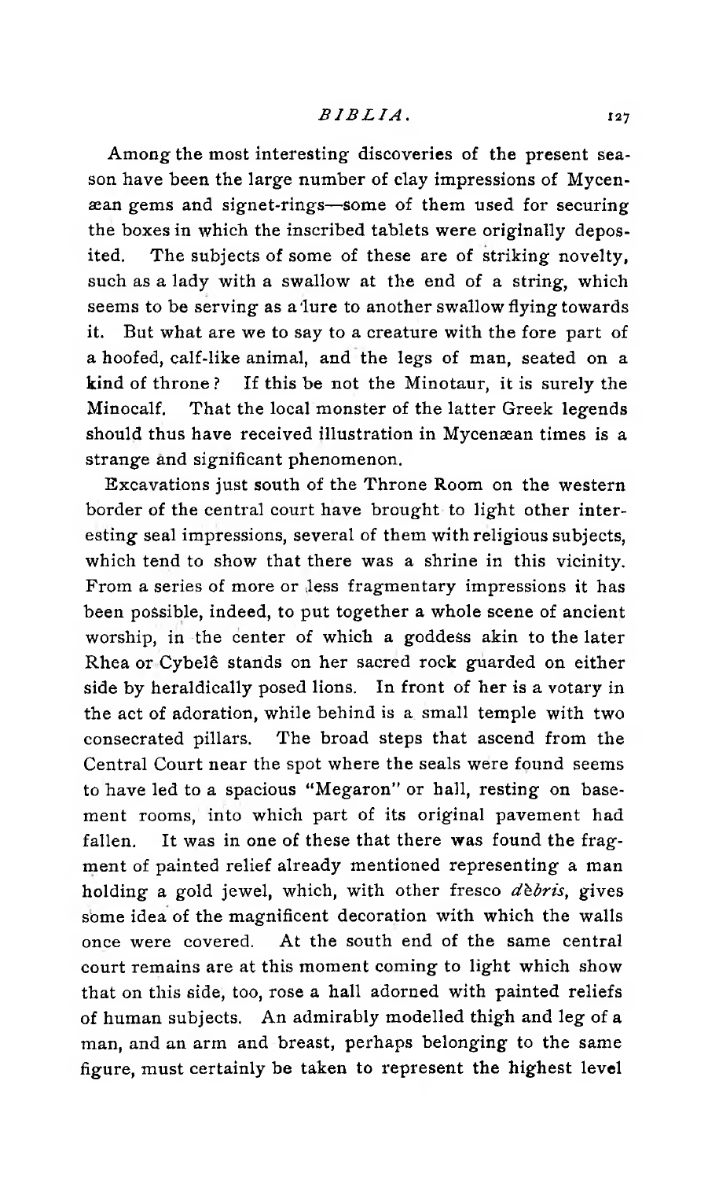Among the most interesting discoveries of the present season have been the large number of clay impressions of Mycenæan gems and signet-rings—some of them used for securing the boxes in which the inscribed tablets were originally deposited. The subjects of some of these are of striking novelty, such as a lady with a swallow at the end of a string, which seems to be serving as a lure to another swallow flying towards it. But what are we to say to a creature with the fore part of a hoofed, calf-like animal, and the legs of man, seated on a kind of throne? If this be not the Minotaur, it is surely the Minocalf. That the local monster of the latter Greek legends should thus have received illustration in Mycenæan times is a strange and significant phenomenon.

Excavations just south of the Throne Room on the western border of the central court have brought to light other interesting seal impressions, several of them with religious subjects, which tend to show that there was a shrine in this vicinity. From a series of more or less fragmentary impressions it has been possible, indeed, to put together a whole scene of ancient worship, in the center of which a goddess akin to the later Rhea or Cybelê stands on her sacred rock guarded on either side by heraldically posed lions. In front of her is a votary in the act of adoration, while behind is a small temple with two consecrated pillars. The broad steps that ascend from the Central Court near the spot where the seals were found seems to have led to a spacious "Megaron" or hall, resting on basement rooms, into which part of its original pavement had fallen. It was in one of these that there was found the fragment of painted relief already mentioned representing a man holding a gold jewel, which, with other fresco *dèbris*, gives some idea of the magnificent decoration with which the walls once were covered. At the south end of the same central court remains are at this moment coming to light which show that on this side, too, rose a hall adorned with painted reliefs of human subjects. An admirably modelled thigh and leg of a man, and an arm and breast, perhaps belonging to the same figure, must certainly be taken to represent the highest level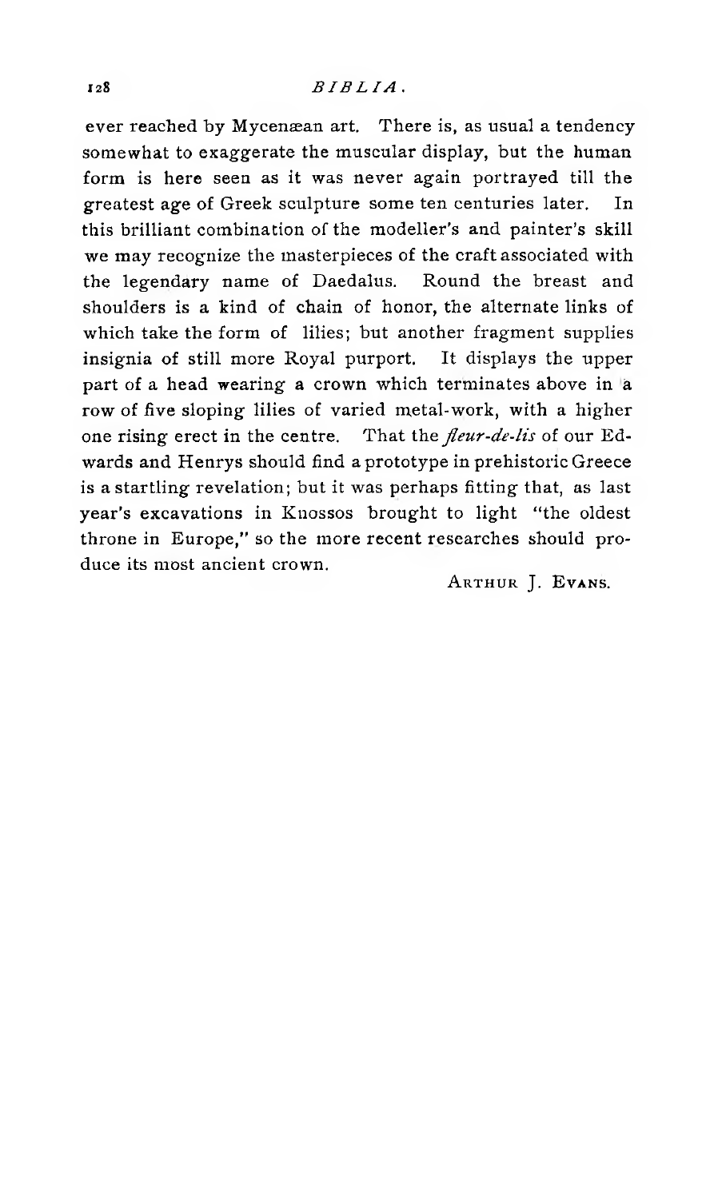ever reached by Mycenæan art. There is, as usual a tendency somewhat to exaggerate the muscular display, but the human form is here seen as it was never again portrayed till the greatest age of Greek sculpture some ten centuries later. In this brilliant combination of the modeller's and painter's skill we may recognize the masterpieces of the craft associated with the legendary name of Daedalus. Round the breast and shoulders is a kind of chain of honor, the alternate links of which take the form of lilies; but another fragment supplies insignia of still more Royal purport. It displays the upper part of a head wearing a crown which terminates above in a row of five sloping lilies of varied metal-work, with a higher one rising erect in the centre. That the *fleur-de-lis* of our Edwards and Henrys should find a prototype in prehistoric Greece is a startling revelation; but it was perhaps fitting that, as last year's excavations in Knossos brought to light "the oldest throne in Europe," so the more recent researches should produce its most ancient crown.

ARTHUR J. EVANS.